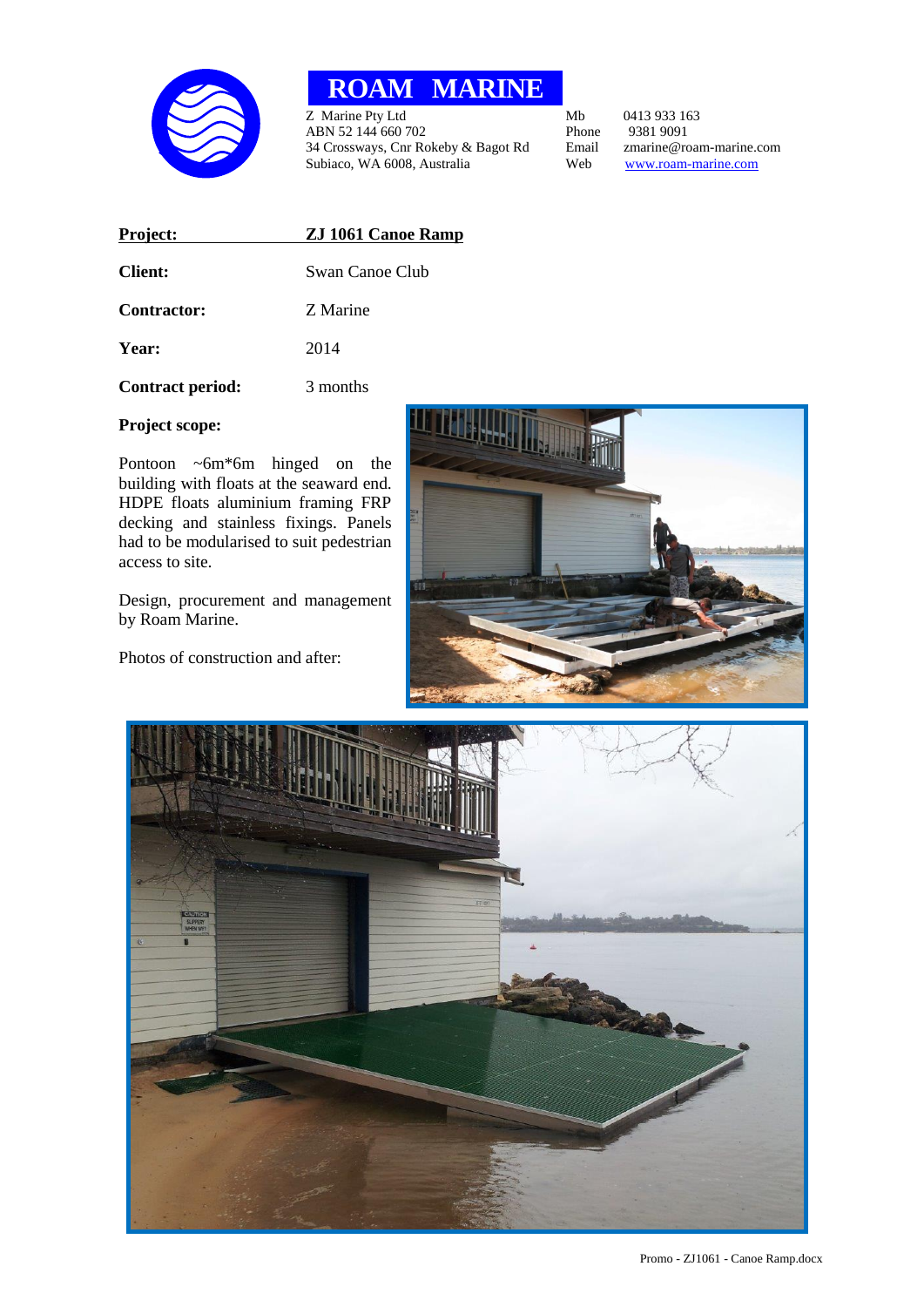# ROAM MARINE

Z Marine Pty Ltd
ABN 52 144 660 702
34 Crossways, Cnr Rokeby & Bagot Rd
Subiaco, WA 6008, Australia

Mb 0413 933 163
Phone 9381 9091
Email zmarine@roam-marine.com
Web www.roam-marine.com

**Project:** **ZJ 1061 Canoe Ramp**

**Client:** Swan Canoe Club

**Contractor:** Z Marine

**Year:** 2014

**Contract period:** 3 months

**Project scope:**

Pontoon ~6m*6m hinged on the building with floats at the seaward end. HDPE floats aluminium framing FRP decking and stainless fixings. Panels had to be modularised to suit pedestrian access to site.

Design, procurement and management by Roam Marine.

Photos of construction and after: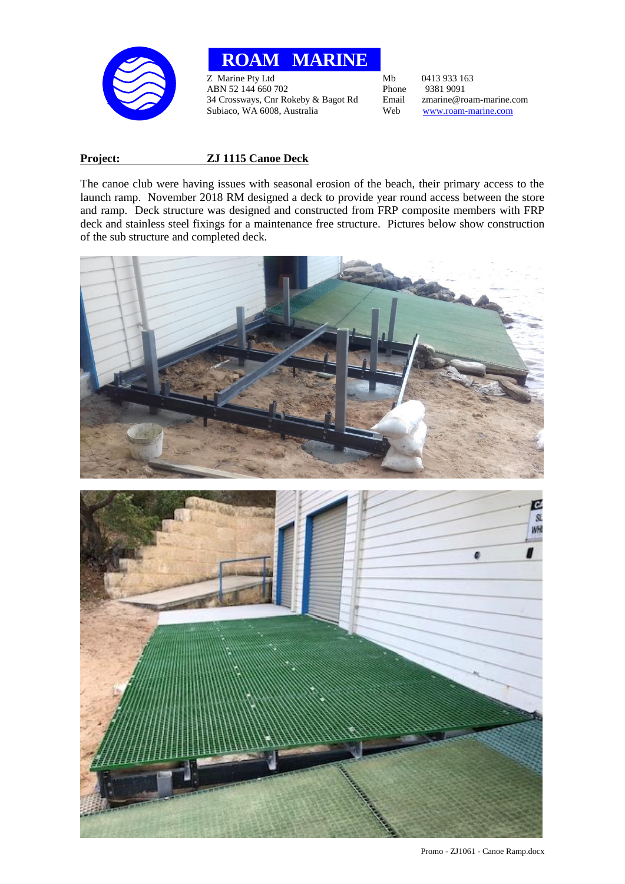# ROAM MARINE

Z Marine Pty Ltd
ABN 52 144 660 702
34 Crossways, Cnr Rokeby & Bagot Rd
Subiaco, WA 6008, Australia

Mb 0413 933 163
Phone 9381 9091
Email zmarine@roam-marine.com
Web www.roam-marine.com

**Project: ZJ 1115 Canoe Deck**

The canoe club were having issues with seasonal erosion of the beach, their primary access to the launch ramp. November 2018 RM designed a deck to provide year round access between the store and ramp. Deck structure was designed and constructed from FRP composite members with FRP deck and stainless steel fixings for a maintenance free structure. Pictures below show construction of the sub structure and completed deck.